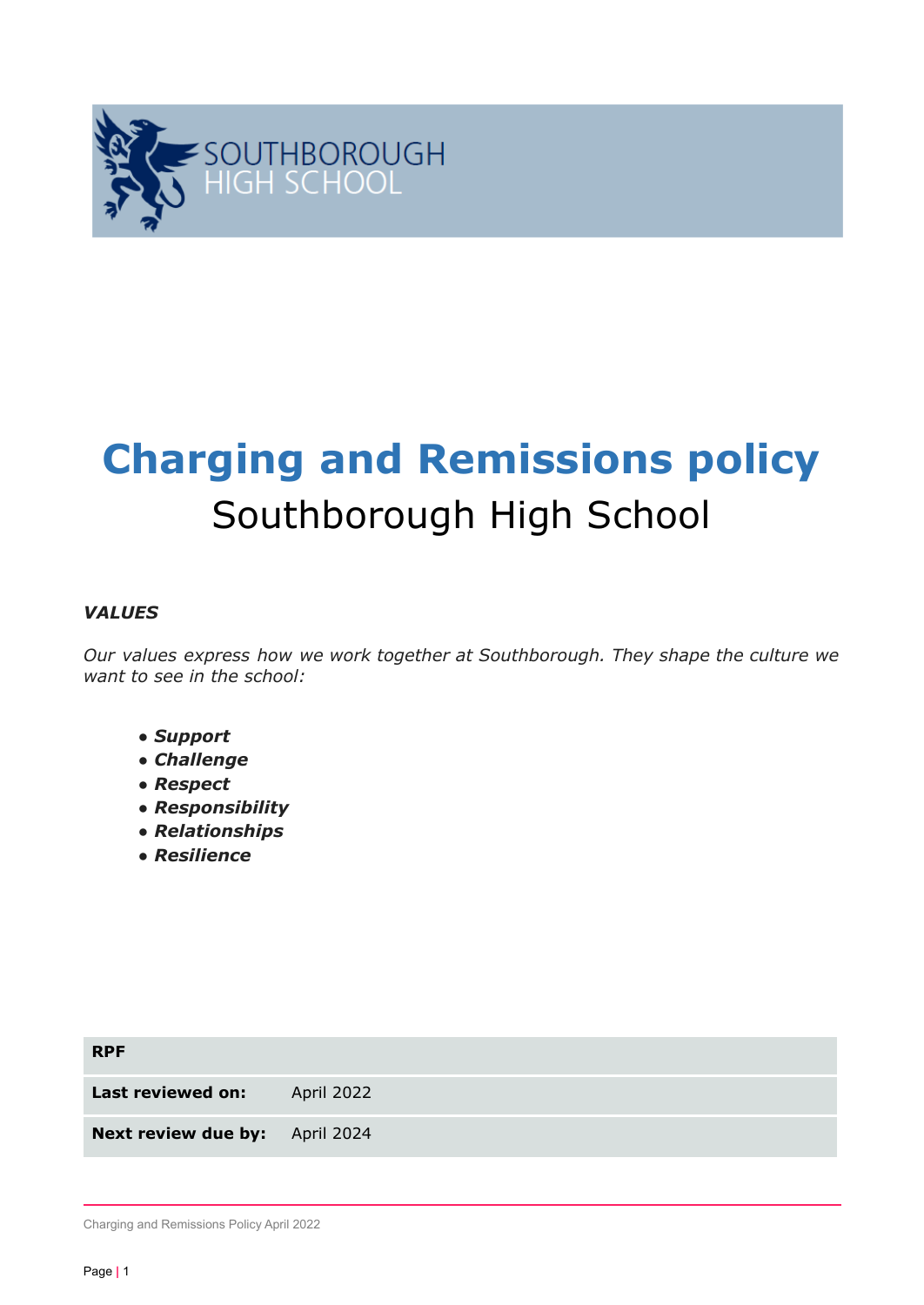SOUTHBOROUGH HIGH SCHOOL

# Charging and Remissions policy

## Southborough High School

***VALUES***

*Our values express how we work together at Southborough. They shape the culture we want to see in the school:*

- ***Support***
- ***Challenge***
- ***Respect***
- ***Responsibility***
- ***Relationships***
- ***Resilience***

| **RPF** | |
|---|---|
| **Last reviewed on:** | April 2022 |
| **Next review due by:** | April 2024 |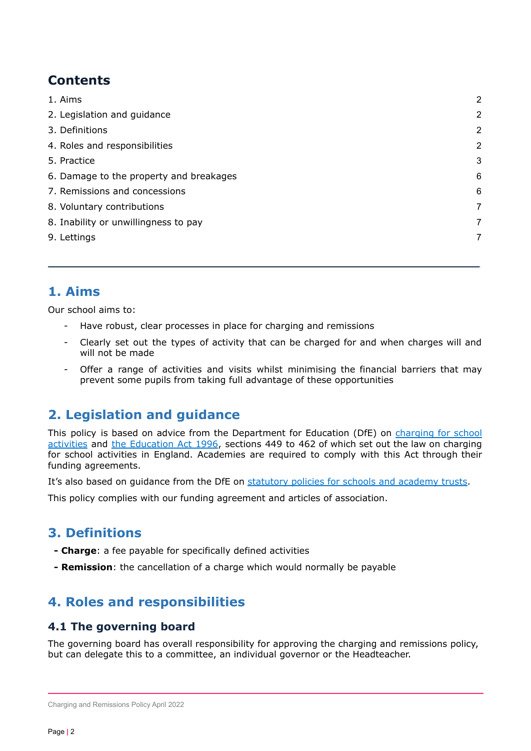## Contents

| | |
|---|---|
| 1. Aims | 2 |
| 2. Legislation and guidance | 2 |
| 3. Definitions | 2 |
| 4. Roles and responsibilities | 2 |
| 5. Practice | 3 |
| 6. Damage to the property and breakages | 6 |
| 7. Remissions and concessions | 6 |
| 8. Voluntary contributions | 7 |
| 8. Inability or unwillingness to pay | 7 |
| 9. Lettings | 7 |

---

## 1. Aims

Our school aims to:

- Have robust, clear processes in place for charging and remissions
- Clearly set out the types of activity that can be charged for and when charges will and will not be made
- Offer a range of activities and visits whilst minimising the financial barriers that may prevent some pupils from taking full advantage of these opportunities

## 2. Legislation and guidance

This policy is based on advice from the Department for Education (DfE) on charging for school activities and the Education Act 1996, sections 449 to 462 of which set out the law on charging for school activities in England. Academies are required to comply with this Act through their funding agreements.

It's also based on guidance from the DfE on statutory policies for schools and academy trusts.

This policy complies with our funding agreement and articles of association.

## 3. Definitions

- **Charge**: a fee payable for specifically defined activities
- **Remission**: the cancellation of a charge which would normally be payable

## 4. Roles and responsibilities

### 4.1 The governing board

The governing board has overall responsibility for approving the charging and remissions policy, but can delegate this to a committee, an individual governor or the Headteacher.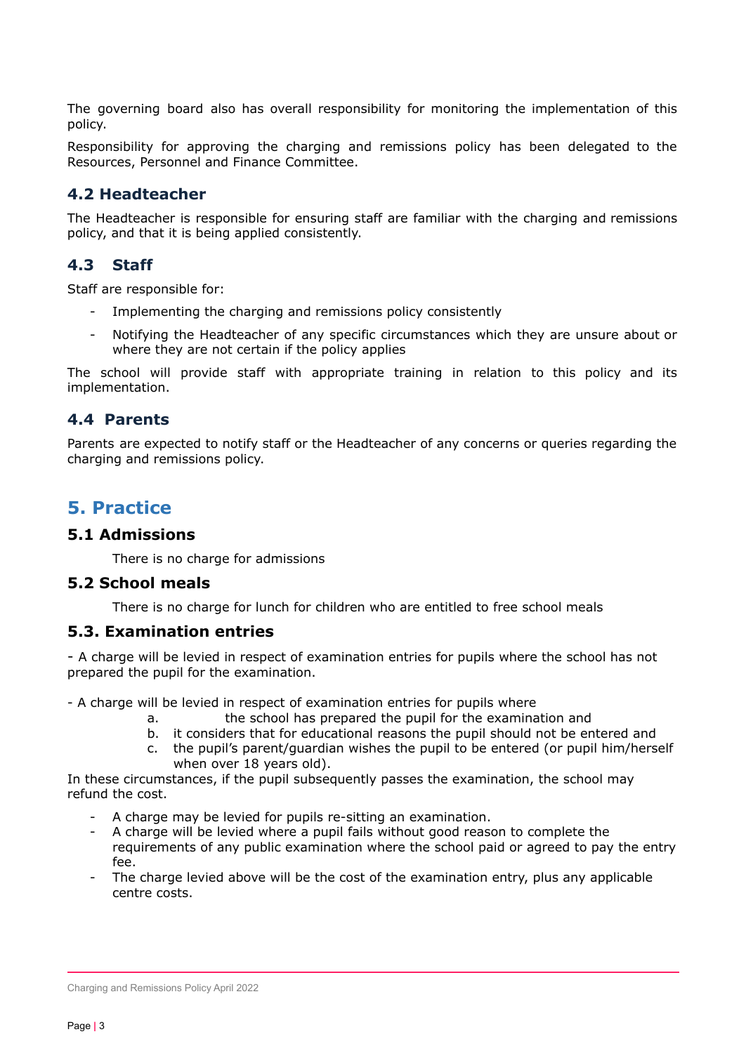The governing board also has overall responsibility for monitoring the implementation of this policy.

Responsibility for approving the charging and remissions policy has been delegated to the Resources, Personnel and Finance Committee.

### 4.2 Headteacher

The Headteacher is responsible for ensuring staff are familiar with the charging and remissions policy, and that it is being applied consistently.

### 4.3 Staff

Staff are responsible for:

- Implementing the charging and remissions policy consistently
- Notifying the Headteacher of any specific circumstances which they are unsure about or where they are not certain if the policy applies

The school will provide staff with appropriate training in relation to this policy and its implementation.

### 4.4 Parents

Parents are expected to notify staff or the Headteacher of any concerns or queries regarding the charging and remissions policy.

## 5. Practice

### 5.1 Admissions

There is no charge for admissions

### 5.2 School meals

There is no charge for lunch for children who are entitled to free school meals

### 5.3. Examination entries

- A charge will be levied in respect of examination entries for pupils where the school has not prepared the pupil for the examination.

- A charge will be levied in respect of examination entries for pupils where

  a. the school has prepared the pupil for the examination and
  b. it considers that for educational reasons the pupil should not be entered and
  c. the pupil's parent/guardian wishes the pupil to be entered (or pupil him/herself when over 18 years old).

In these circumstances, if the pupil subsequently passes the examination, the school may refund the cost.

- A charge may be levied for pupils re-sitting an examination.
- A charge will be levied where a pupil fails without good reason to complete the requirements of any public examination where the school paid or agreed to pay the entry fee.
- The charge levied above will be the cost of the examination entry, plus any applicable centre costs.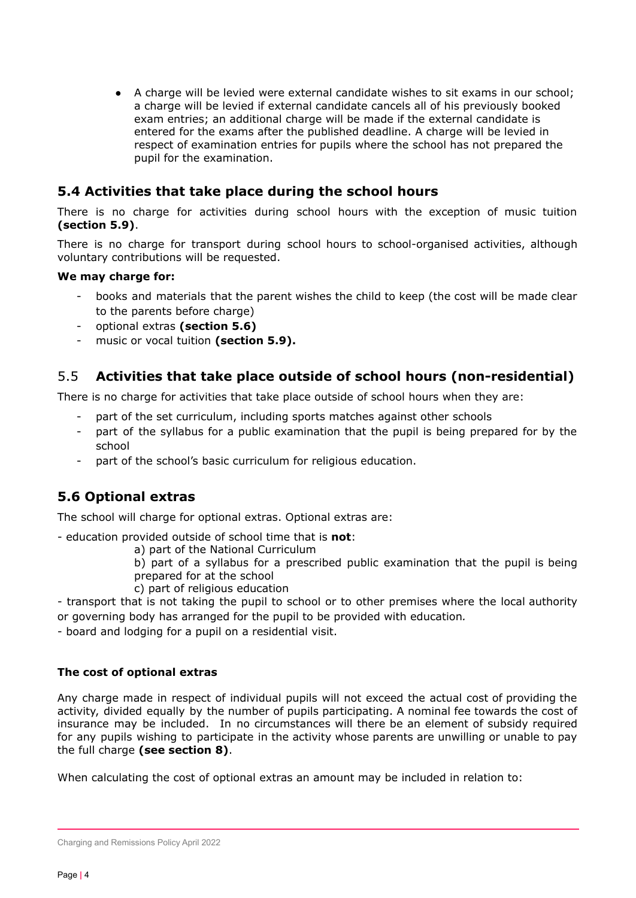- A charge will be levied were external candidate wishes to sit exams in our school; a charge will be levied if external candidate cancels all of his previously booked exam entries; an additional charge will be made if the external candidate is entered for the exams after the published deadline. A charge will be levied in respect of examination entries for pupils where the school has not prepared the pupil for the examination.

## 5.4 Activities that take place during the school hours

There is no charge for activities during school hours with the exception of music tuition **(section 5.9)**.

There is no charge for transport during school hours to school-organised activities, although voluntary contributions will be requested.

**We may charge for:**

- books and materials that the parent wishes the child to keep (the cost will be made clear to the parents before charge)
- optional extras **(section 5.6)**
- music or vocal tuition **(section 5.9).**

## 5.5 Activities that take place outside of school hours (non-residential)

There is no charge for activities that take place outside of school hours when they are:

- part of the set curriculum, including sports matches against other schools
- part of the syllabus for a public examination that the pupil is being prepared for by the school
- part of the school's basic curriculum for religious education.

## 5.6 Optional extras

The school will charge for optional extras. Optional extras are:

- education provided outside of school time that is **not**:
  a) part of the National Curriculum
  b) part of a syllabus for a prescribed public examination that the pupil is being prepared for at the school
  c) part of religious education
- transport that is not taking the pupil to school or to other premises where the local authority or governing body has arranged for the pupil to be provided with education*.*
- board and lodging for a pupil on a residential visit.

**The cost of optional extras**

Any charge made in respect of individual pupils will not exceed the actual cost of providing the activity, divided equally by the number of pupils participating. A nominal fee towards the cost of insurance may be included. In no circumstances will there be an element of subsidy required for any pupils wishing to participate in the activity whose parents are unwilling or unable to pay the full charge **(see section 8)**.

When calculating the cost of optional extras an amount may be included in relation to: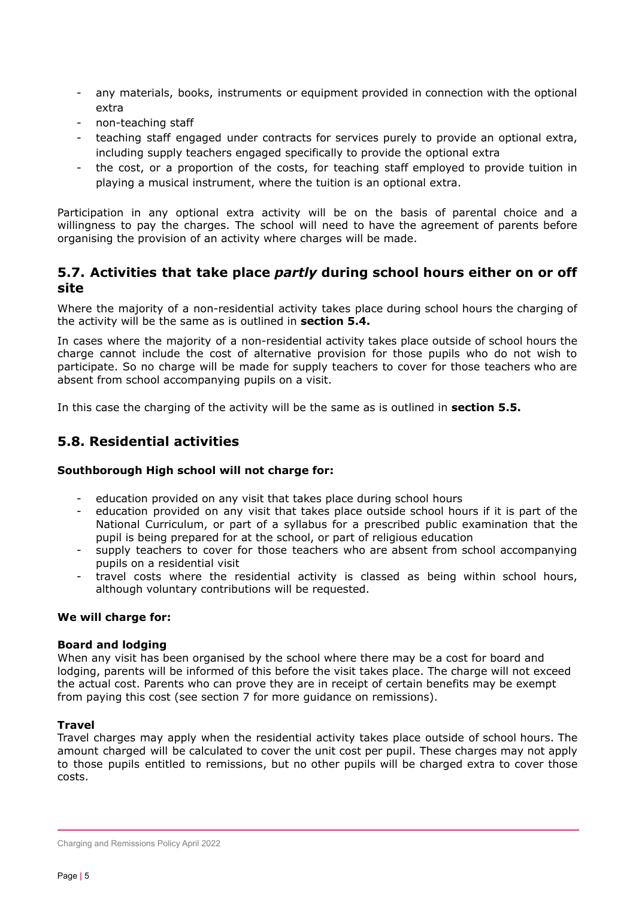- any materials, books, instruments or equipment provided in connection with the optional extra
- non-teaching staff
- teaching staff engaged under contracts for services purely to provide an optional extra, including supply teachers engaged specifically to provide the optional extra
- the cost, or a proportion of the costs, for teaching staff employed to provide tuition in playing a musical instrument, where the tuition is an optional extra.

Participation in any optional extra activity will be on the basis of parental choice and a willingness to pay the charges. The school will need to have the agreement of parents before organising the provision of an activity where charges will be made.

## 5.7. Activities that take place *partly* during school hours either on or off site

Where the majority of a non-residential activity takes place during school hours the charging of the activity will be the same as is outlined in **section 5.4.**

In cases where the majority of a non-residential activity takes place outside of school hours the charge cannot include the cost of alternative provision for those pupils who do not wish to participate. So no charge will be made for supply teachers to cover for those teachers who are absent from school accompanying pupils on a visit.

In this case the charging of the activity will be the same as is outlined in **section 5.5.**

## 5.8. Residential activities

**Southborough High school will not charge for:**

- education provided on any visit that takes place during school hours
- education provided on any visit that takes place outside school hours if it is part of the National Curriculum, or part of a syllabus for a prescribed public examination that the pupil is being prepared for at the school, or part of religious education
- supply teachers to cover for those teachers who are absent from school accompanying pupils on a residential visit
- travel costs where the residential activity is classed as being within school hours, although voluntary contributions will be requested.

**We will charge for:**

**Board and lodging**

When any visit has been organised by the school where there may be a cost for board and lodging, parents will be informed of this before the visit takes place. The charge will not exceed the actual cost. Parents who can prove they are in receipt of certain benefits may be exempt from paying this cost (see section 7 for more guidance on remissions).

**Travel**

Travel charges may apply when the residential activity takes place outside of school hours. The amount charged will be calculated to cover the unit cost per pupil. These charges may not apply to those pupils entitled to remissions, but no other pupils will be charged extra to cover those costs.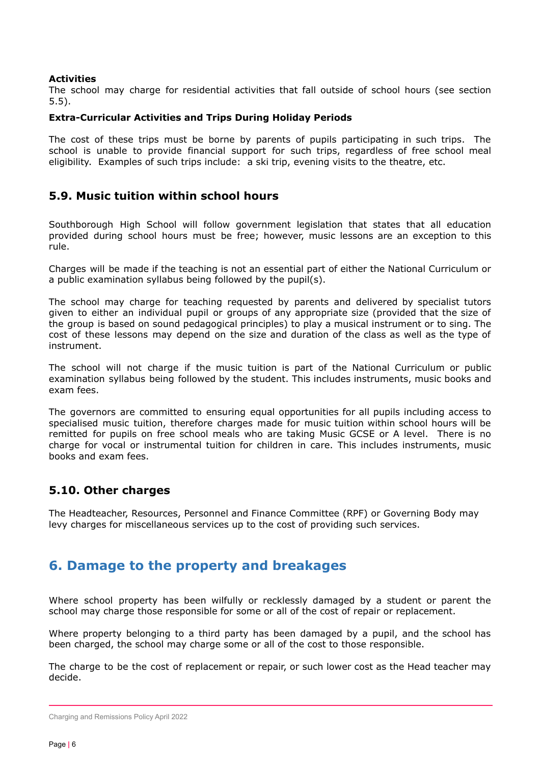**Activities**
The school may charge for residential activities that fall outside of school hours (see section 5.5).

**Extra-Curricular Activities and Trips During Holiday Periods**

The cost of these trips must be borne by parents of pupils participating in such trips. The school is unable to provide financial support for such trips, regardless of free school meal eligibility. Examples of such trips include: a ski trip, evening visits to the theatre, etc.

### 5.9. Music tuition within school hours

Southborough High School will follow government legislation that states that all education provided during school hours must be free; however, music lessons are an exception to this rule.

Charges will be made if the teaching is not an essential part of either the National Curriculum or a public examination syllabus being followed by the pupil(s).

The school may charge for teaching requested by parents and delivered by specialist tutors given to either an individual pupil or groups of any appropriate size (provided that the size of the group is based on sound pedagogical principles) to play a musical instrument or to sing. The cost of these lessons may depend on the size and duration of the class as well as the type of instrument.

The school will not charge if the music tuition is part of the National Curriculum or public examination syllabus being followed by the student. This includes instruments, music books and exam fees.

The governors are committed to ensuring equal opportunities for all pupils including access to specialised music tuition, therefore charges made for music tuition within school hours will be remitted for pupils on free school meals who are taking Music GCSE or A level. There is no charge for vocal or instrumental tuition for children in care. This includes instruments, music books and exam fees.

### 5.10. Other charges

The Headteacher, Resources, Personnel and Finance Committee (RPF) or Governing Body may levy charges for miscellaneous services up to the cost of providing such services.

## 6. Damage to the property and breakages

Where school property has been wilfully or recklessly damaged by a student or parent the school may charge those responsible for some or all of the cost of repair or replacement.

Where property belonging to a third party has been damaged by a pupil, and the school has been charged, the school may charge some or all of the cost to those responsible.

The charge to be the cost of replacement or repair, or such lower cost as the Head teacher may decide.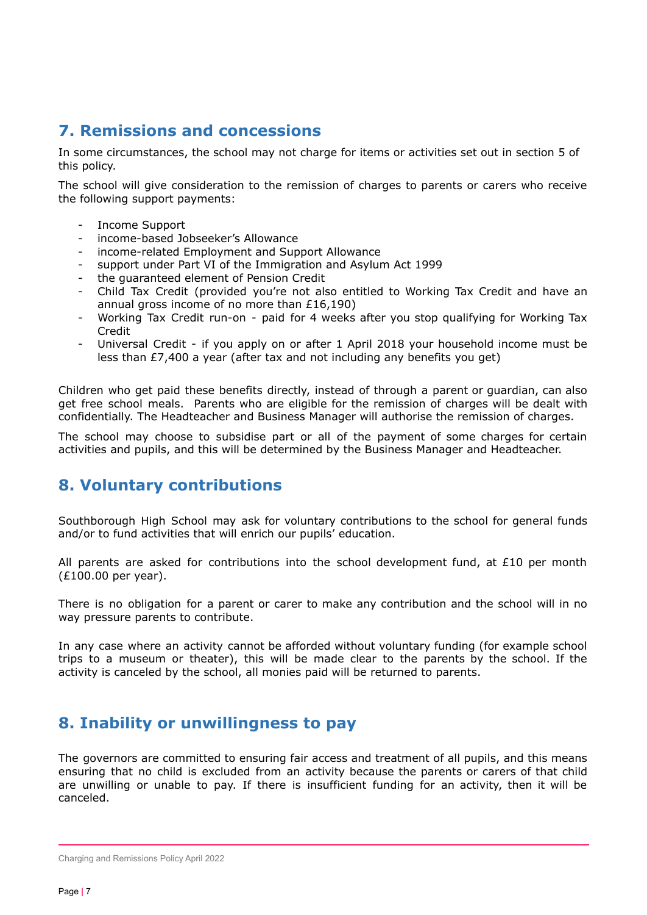## 7. Remissions and concessions

In some circumstances, the school may not charge for items or activities set out in section 5 of this policy.

The school will give consideration to the remission of charges to parents or carers who receive the following support payments:

- Income Support
- income-based Jobseeker's Allowance
- income-related Employment and Support Allowance
- support under Part VI of the Immigration and Asylum Act 1999
- the guaranteed element of Pension Credit
- Child Tax Credit (provided you're not also entitled to Working Tax Credit and have an annual gross income of no more than £16,190)
- Working Tax Credit run-on - paid for 4 weeks after you stop qualifying for Working Tax Credit
- Universal Credit - if you apply on or after 1 April 2018 your household income must be less than £7,400 a year (after tax and not including any benefits you get)

Children who get paid these benefits directly, instead of through a parent or guardian, can also get free school meals. Parents who are eligible for the remission of charges will be dealt with confidentially. The Headteacher and Business Manager will authorise the remission of charges.

The school may choose to subsidise part or all of the payment of some charges for certain activities and pupils, and this will be determined by the Business Manager and Headteacher.

## 8. Voluntary contributions

Southborough High School may ask for voluntary contributions to the school for general funds and/or to fund activities that will enrich our pupils' education.

All parents are asked for contributions into the school development fund, at £10 per month (£100.00 per year).

There is no obligation for a parent or carer to make any contribution and the school will in no way pressure parents to contribute.

In any case where an activity cannot be afforded without voluntary funding (for example school trips to a museum or theater), this will be made clear to the parents by the school. If the activity is canceled by the school, all monies paid will be returned to parents.

## 8. Inability or unwillingness to pay

The governors are committed to ensuring fair access and treatment of all pupils, and this means ensuring that no child is excluded from an activity because the parents or carers of that child are unwilling or unable to pay. If there is insufficient funding for an activity, then it will be canceled.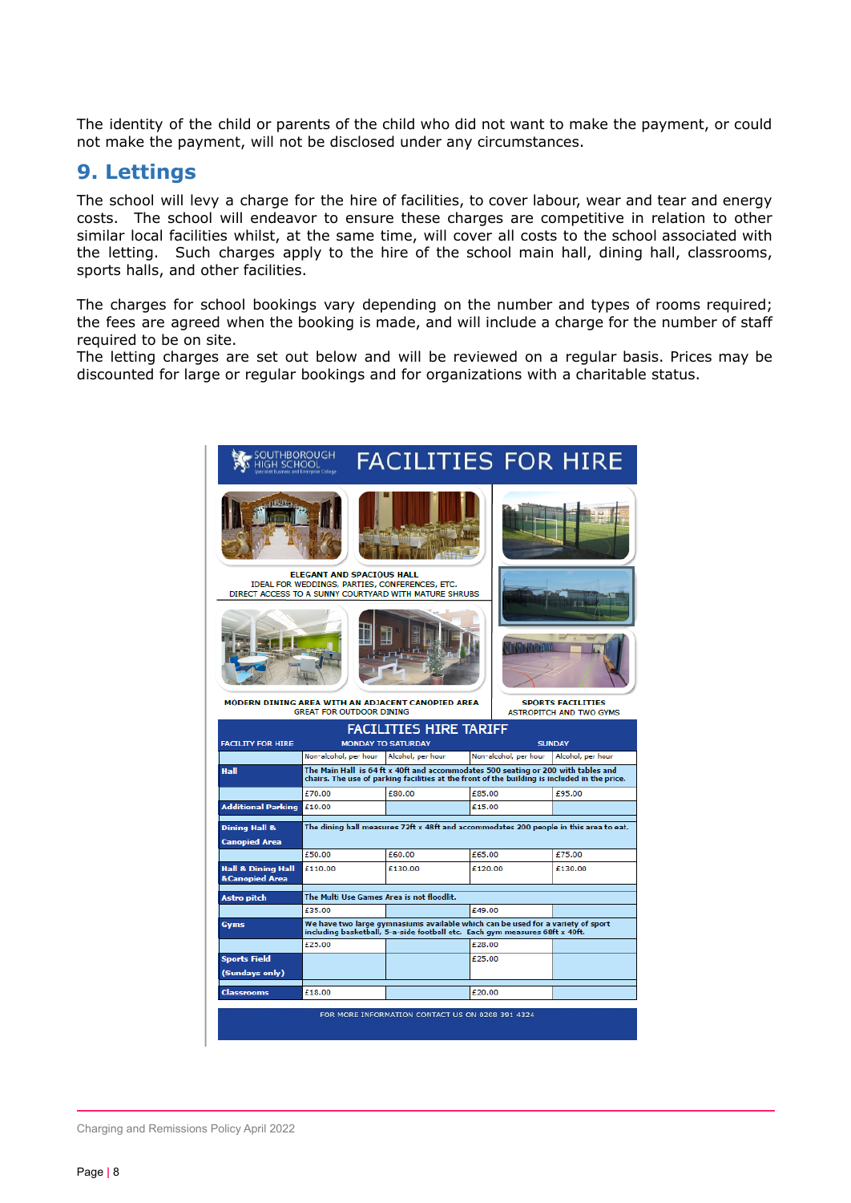The identity of the child or parents of the child who did not want to make the payment, or could not make the payment, will not be disclosed under any circumstances.

## 9. Lettings

The school will levy a charge for the hire of facilities, to cover labour, wear and tear and energy costs. The school will endeavor to ensure these charges are competitive in relation to other similar local facilities whilst, at the same time, will cover all costs to the school associated with the letting. Such charges apply to the hire of the school main hall, dining hall, classrooms, sports halls, and other facilities.

The charges for school bookings vary depending on the number and types of rooms required; the fees are agreed when the booking is made, and will include a charge for the number of staff required to be on site.
The letting charges are set out below and will be reviewed on a regular basis. Prices may be discounted for large or regular bookings and for organizations with a charitable status.

SOUTHBOROUGH HIGH SCHOOL
Specialist Business and Enterprise College

# FACILITIES FOR HIRE

**ELEGANT AND SPACIOUS HALL**
IDEAL FOR WEDDINGS, PARTIES, CONFERENCES, ETC.
DIRECT ACCESS TO A SUNNY COURTYARD WITH MATURE SHRUBS

**MODERN DINING AREA WITH AN ADJACENT CANOPIED AREA**
GREAT FOR OUTDOOR DINING

**SPORTS FACILITIES**
ASTROPITCH AND TWO GYMS

## FACILITIES HIRE TARIFF

| FACILITY FOR HIRE | MONDAY TO SATURDAY | | SUNDAY | |
|---|---|---|---|---|
| | Non-alcohol, per hour | Alcohol, per hour | Non-alcohol, per hour | Alcohol, per hour |
| **Hall** | The Main Hall is 64 ft x 40ft and accommodates 500 seating or 200 with tables and chairs. The use of parking facilities at the front of the building is included in the price. | | | |
| | £70.00 | £80.00 | £85.00 | £95.00 |
| **Additional Parking** | £10.00 | | £15.00 | |
| **Dining Hall & Canopied Area** | The dining hall measures 72ft x 48ft and accommodates 200 people in this area to eat. | | | |
| | £50.00 | £60.00 | £65.00 | £75.00 |
| **Hall & Dining Hall &Canopied Area** | £110.00 | £130.00 | £120.00 | £130.00 |
| **Astro pitch** | The Multi Use Games Area is not floodlit. | | | |
| | £35.00 | | £49.00 | |
| **Gyms** | We have two large gymnasiums available which can be used for a variety of sport including basketball, 5-a-side football etc. Each gym measures 68ft x 40ft. | | | |
| | £25.00 | | £28.00 | |
| **Sports Field (Sundays only)** | | | £25.00 | |
| **Classrooms** | £18.00 | | £20.00 | |

FOR MORE INFORMATION CONTACT US ON 0208 391 4324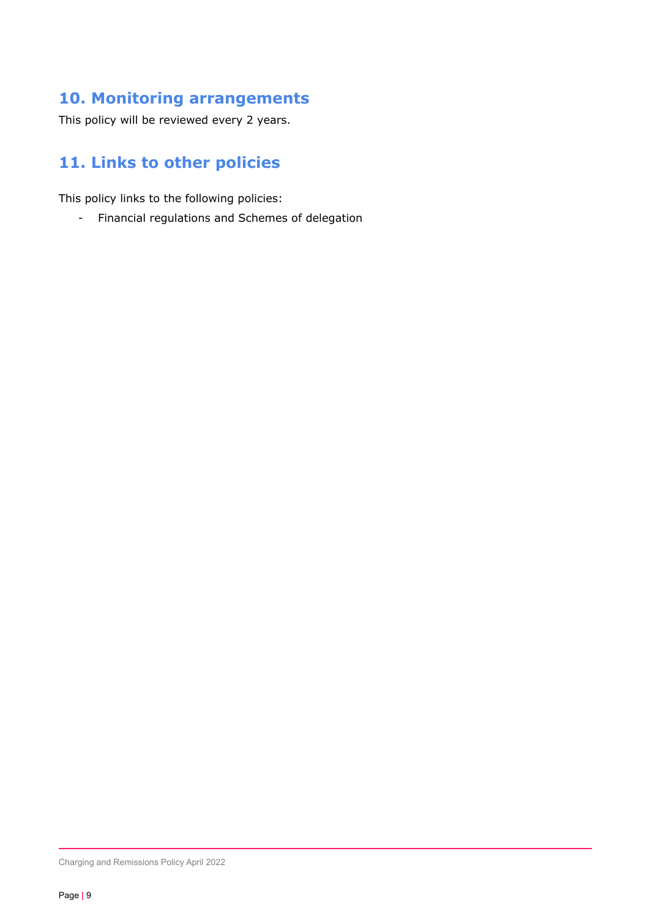## 10. Monitoring arrangements

This policy will be reviewed every 2 years.

## 11. Links to other policies

This policy links to the following policies:

- Financial regulations and Schemes of delegation